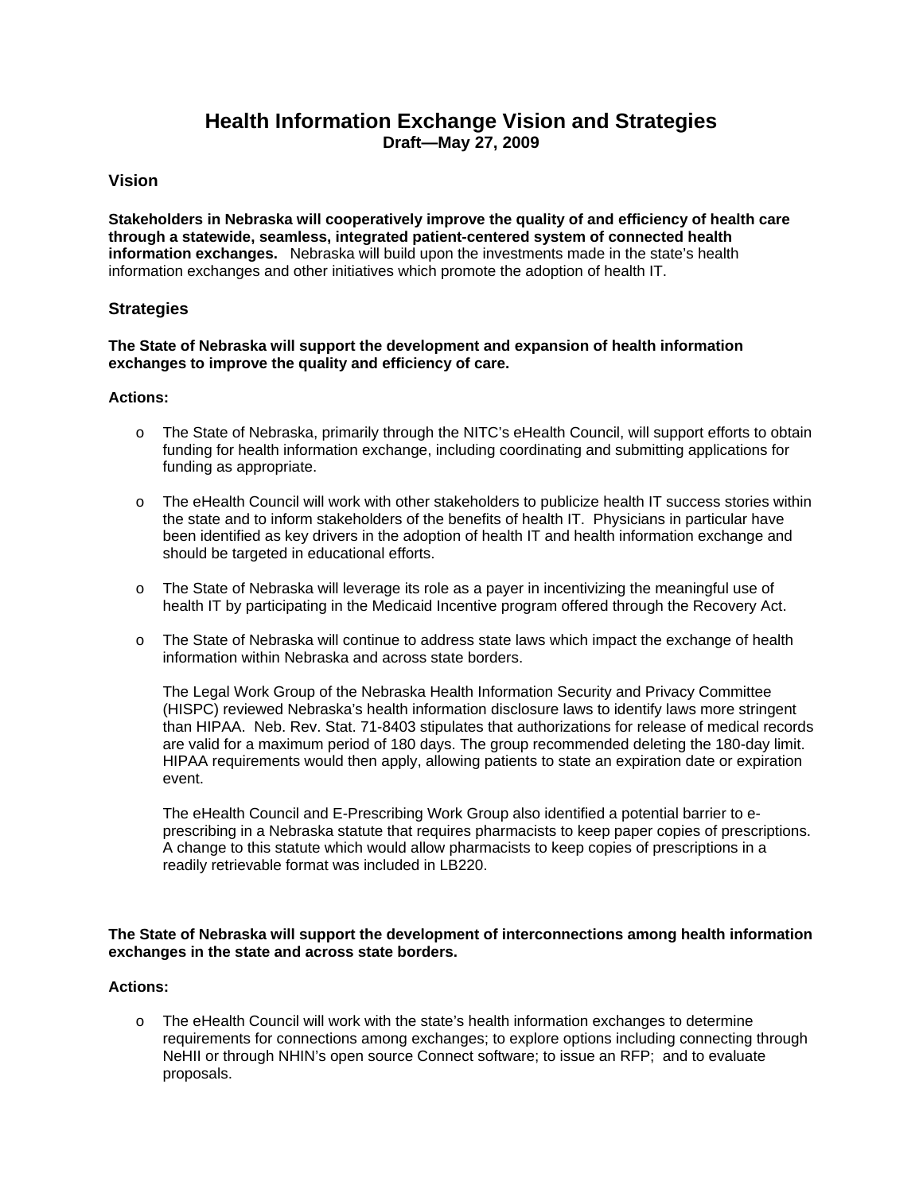# Health Information Exchange Vision and Strategies

**Draft—May 27, 2009**

## Vision

**Stakeholders in Nebraska will cooperatively improve the quality of and efficiency of health care through a statewide, seamless, integrated patient-centered system of connected health information exchanges.** Nebraska will build upon the investments made in the state's health information exchanges and other initiatives which promote the adoption of health IT.

## Strategies

**The State of Nebraska will support the development and expansion of health information exchanges to improve the quality and efficiency of care.**

**Actions:**

- The State of Nebraska, primarily through the NITC's eHealth Council, will support efforts to obtain funding for health information exchange, including coordinating and submitting applications for funding as appropriate.

- The eHealth Council will work with other stakeholders to publicize health IT success stories within the state and to inform stakeholders of the benefits of health IT. Physicians in particular have been identified as key drivers in the adoption of health IT and health information exchange and should be targeted in educational efforts.

- The State of Nebraska will leverage its role as a payer in incentivizing the meaningful use of health IT by participating in the Medicaid Incentive program offered through the Recovery Act.

- The State of Nebraska will continue to address state laws which impact the exchange of health information within Nebraska and across state borders.

  The Legal Work Group of the Nebraska Health Information Security and Privacy Committee (HISPC) reviewed Nebraska's health information disclosure laws to identify laws more stringent than HIPAA. Neb. Rev. Stat. 71-8403 stipulates that authorizations for release of medical records are valid for a maximum period of 180 days. The group recommended deleting the 180-day limit. HIPAA requirements would then apply, allowing patients to state an expiration date or expiration event.

  The eHealth Council and E-Prescribing Work Group also identified a potential barrier to e-prescribing in a Nebraska statute that requires pharmacists to keep paper copies of prescriptions. A change to this statute which would allow pharmacists to keep copies of prescriptions in a readily retrievable format was included in LB220.

**The State of Nebraska will support the development of interconnections among health information exchanges in the state and across state borders.**

**Actions:**

- The eHealth Council will work with the state's health information exchanges to determine requirements for connections among exchanges; to explore options including connecting through NeHII or through NHIN's open source Connect software; to issue an RFP; and to evaluate proposals.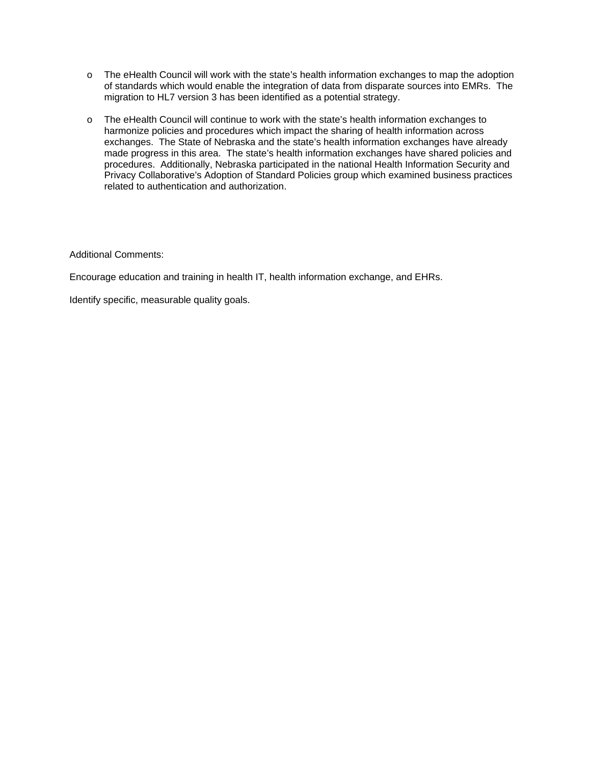- The eHealth Council will work with the state's health information exchanges to map the adoption of standards which would enable the integration of data from disparate sources into EMRs. The migration to HL7 version 3 has been identified as a potential strategy.

- The eHealth Council will continue to work with the state's health information exchanges to harmonize policies and procedures which impact the sharing of health information across exchanges. The State of Nebraska and the state's health information exchanges have already made progress in this area. The state's health information exchanges have shared policies and procedures. Additionally, Nebraska participated in the national Health Information Security and Privacy Collaborative's Adoption of Standard Policies group which examined business practices related to authentication and authorization.

Additional Comments:

Encourage education and training in health IT, health information exchange, and EHRs.

Identify specific, measurable quality goals.